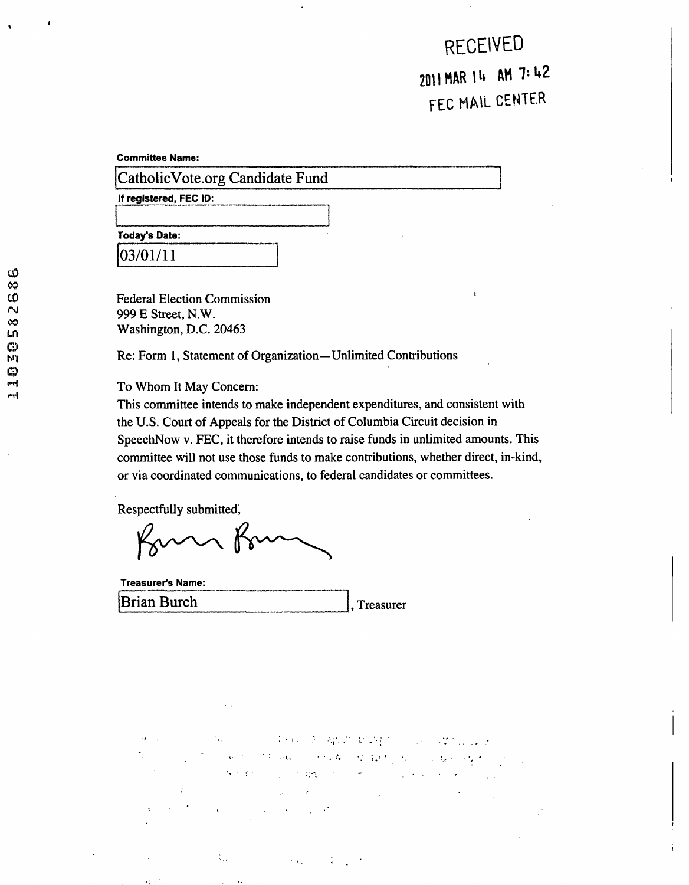RECEIVED

2011 MAR 14 AM 7:42

FEC MAIL CENTER

**Committee Name:**

CatholicVote.org Candidate Fund

**If registered, FEC ID:**

**Today's Date:**

03/01/11

Federal Election Commission
999 E Street, N.W.
Washington, D.C. 20463

Re: Form 1, Statement of Organization—Unlimited Contributions

To Whom It May Concern:

This committee intends to make independent expenditures, and consistent with the U.S. Court of Appeals for the District of Columbia Circuit decision in SpeechNow v. FEC, it therefore intends to raise funds in unlimited amounts. This committee will not use those funds to make contributions, whether direct, in-kind, or via coordinated communications, to federal candidates or committees.

Respectfully submitted,

**Treasurer's Name:**

Brian Burch, Treasurer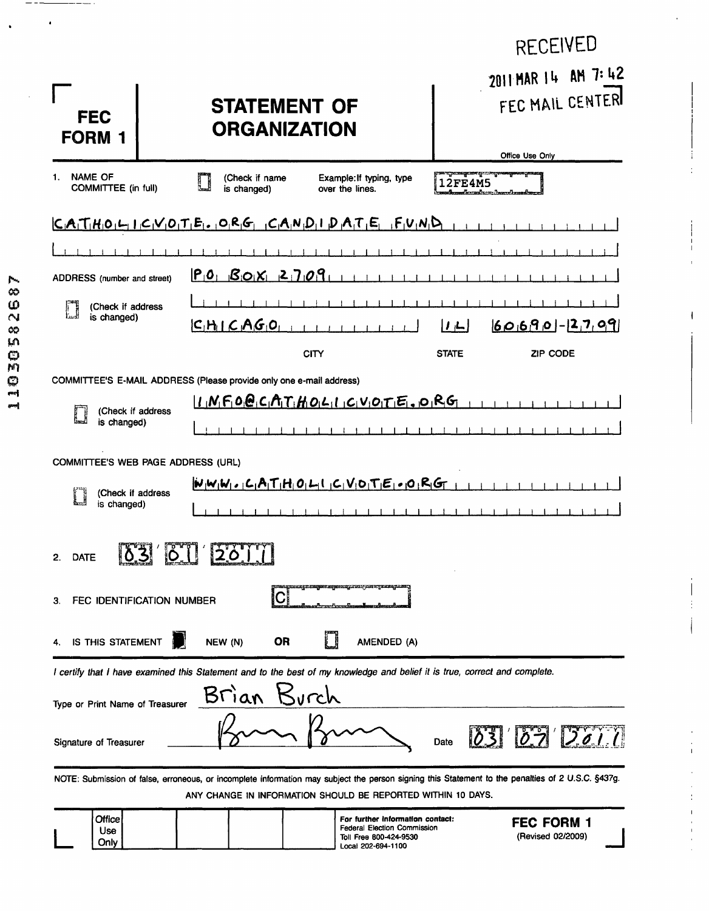RECEIVED

2011 MAR 14 AM 7:42

FEC MAIL CENTER

# FEC FORM 1

# STATEMENT OF ORGANIZATION

Office Use Only

12FE4M5

1. NAME OF COMMITTEE (in full) ☐ (Check if name is changed) Example: If typing, type over the lines.

CATHOLICVOTE.ORG CANDIDATE FUND

ADDRESS (number and street) PO BOX 2709

☐ (Check if address is changed)

| CITY | STATE | ZIP CODE |
|---|---|---|
| CHICAGO | IL | 60690-2709 |

COMMITTEE'S E-MAIL ADDRESS (Please provide only one e-mail address)

☐ (Check if address is changed) INFO@CATHOLICVOTE.ORG

COMMITTEE'S WEB PAGE ADDRESS (URL)

☐ (Check if address is changed) WWW.CATHOLICVOTE.ORG

2. DATE 03 / 01 / 2011

3. FEC IDENTIFICATION NUMBER C

4. IS THIS STATEMENT ■ NEW (N) OR ☐ AMENDED (A)

*I certify that I have examined this Statement and to the best of my knowledge and belief it is true, correct and complete.*

Type or Print Name of Treasurer Brian Burch

Signature of Treasurer [signature] Date 03 / 07 / 2011

NOTE: Submission of false, erroneous, or incomplete information may subject the person signing this Statement to the penalties of 2 U.S.C. §437g.

ANY CHANGE IN INFORMATION SHOULD BE REPORTED WITHIN 10 DAYS.

Office Use Only

For further information contact:
Federal Election Commission
Toll Free 800-424-9530
Local 202-694-1100

FEC FORM 1
(Revised 02/2009)

11030582687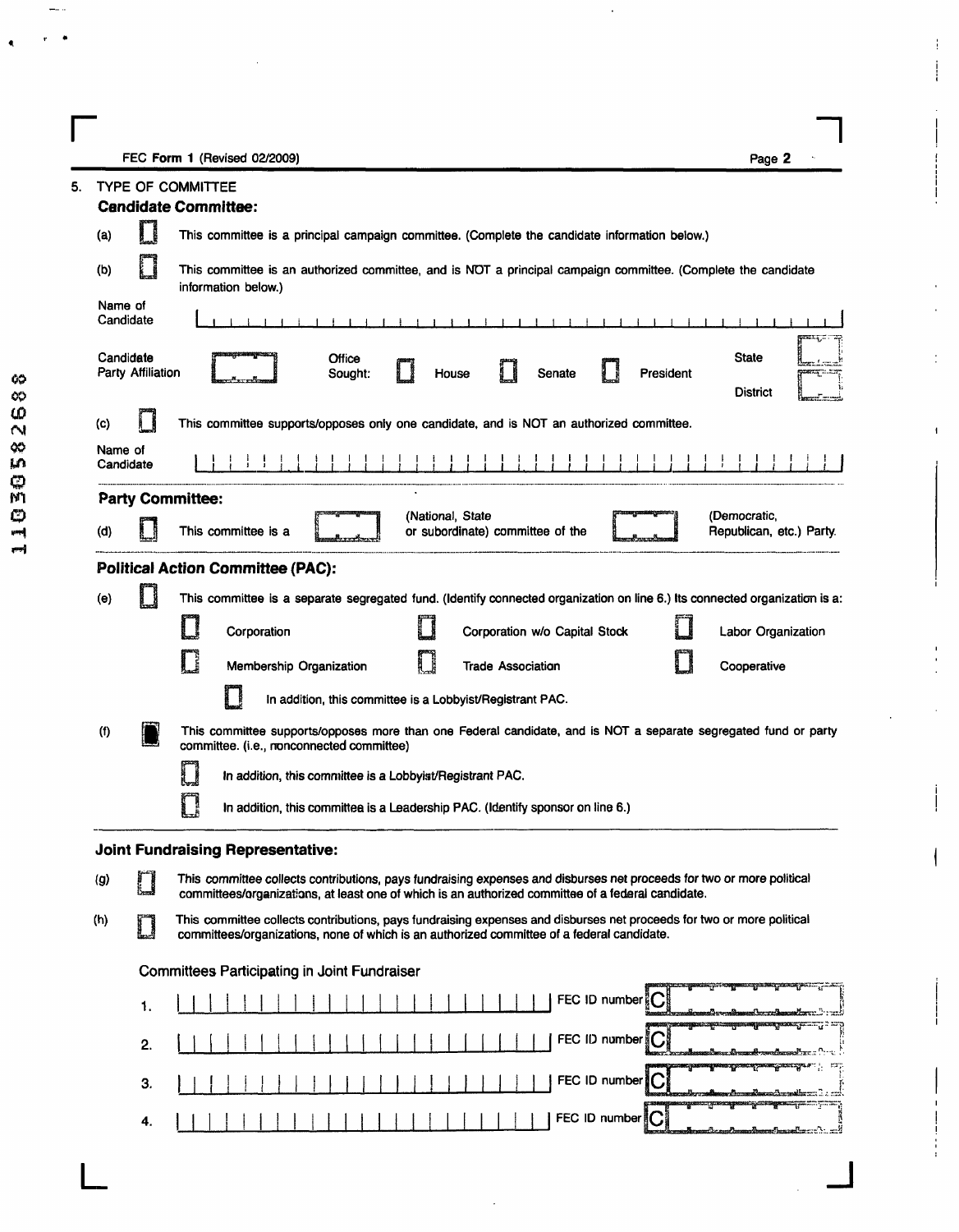FEC Form 1 (Revised 02/2009)

5. TYPE OF COMMITTEE

**Candidate Committee:**

(a) ☐ This committee is a principal campaign committee. (Complete the candidate information below.)

(b) ☐ This committee is an authorized committee, and is NOT a principal campaign committee. (Complete the candidate information below.)

Name of Candidate

Candidate Party Affiliation

Office Sought: ☐ House ☐ Senate ☐ President

State

District

(c) ☐ This committee supports/opposes only one candidate, and is NOT an authorized committee.

Name of Candidate

**Party Committee:**

(d) ☐ This committee is a (National, State or subordinate) committee of the (Democratic, Republican, etc.) Party.

**Political Action Committee (PAC):**

(e) ☐ This committee is a separate segregated fund. (Identify connected organization on line 6.) Its connected organization is a:

☐ Corporation ☐ Corporation w/o Capital Stock ☐ Labor Organization

☐ Membership Organization ☐ Trade Association ☐ Cooperative

☐ In addition, this committee is a Lobbyist/Registrant PAC.

(f) ☒ This committee supports/opposes more than one Federal candidate, and is NOT a separate segregated fund or party committee. (i.e., nonconnected committee)

☐ In addition, this committee is a Lobbyist/Registrant PAC.

☐ In addition, this committee is a Leadership PAC. (Identify sponsor on line 6.)

**Joint Fundraising Representative:**

(g) ☐ This committee collects contributions, pays fundraising expenses and disburses net proceeds for two or more political committees/organizations, at least one of which is an authorized committee of a federal candidate.

(h) ☐ This committee collects contributions, pays fundraising expenses and disburses net proceeds for two or more political committees/organizations, none of which is an authorized committee of a federal candidate.

Committees Participating in Joint Fundraiser

1. FEC ID number C

2. FEC ID number C

3. FEC ID number C

4. FEC ID number C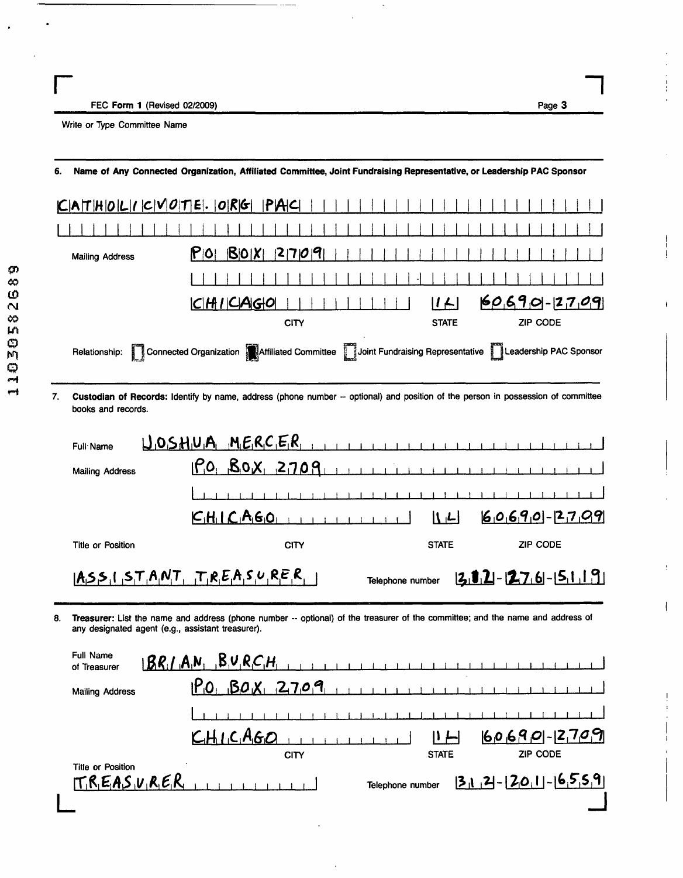FEC Form 1 (Revised 02/2009)

Write or Type Committee Name

**6. Name of Any Connected Organization, Affiliated Committee, Joint Fundraising Representative, or Leadership PAC Sponsor**

CATHOLICVOTE.ORG PAC

Mailing Address: PO BOX 2709

CHICAGO | IL | 60690-2709

CITY | STATE | ZIP CODE

Relationship: ☐ Connected Organization ☒ Affiliated Committee ☐ Joint Fundraising Representative ☐ Leadership PAC Sponsor

**7. Custodian of Records:** Identify by name, address (phone number -- optional) and position of the person in possession of committee books and records.

Full Name: JOSHUA MERCER

Mailing Address: PO BOX 2709

CHICAGO | IL | 60690-2709

Title or Position | CITY | STATE | ZIP CODE

ASSISTANT TREASURER

Telephone number: 312-276-5119

**8. Treasurer:** List the name and address (phone number -- optional) of the treasurer of the committee; and the name and address of any designated agent (e.g., assistant treasurer).

Full Name of Treasurer: BRIAN BURCH

Mailing Address: PO BOX 2709

CHICAGO | IL | 60690-2709

CITY | STATE | ZIP CODE

Title or Position: TREASURER

Telephone number: 312-201-6559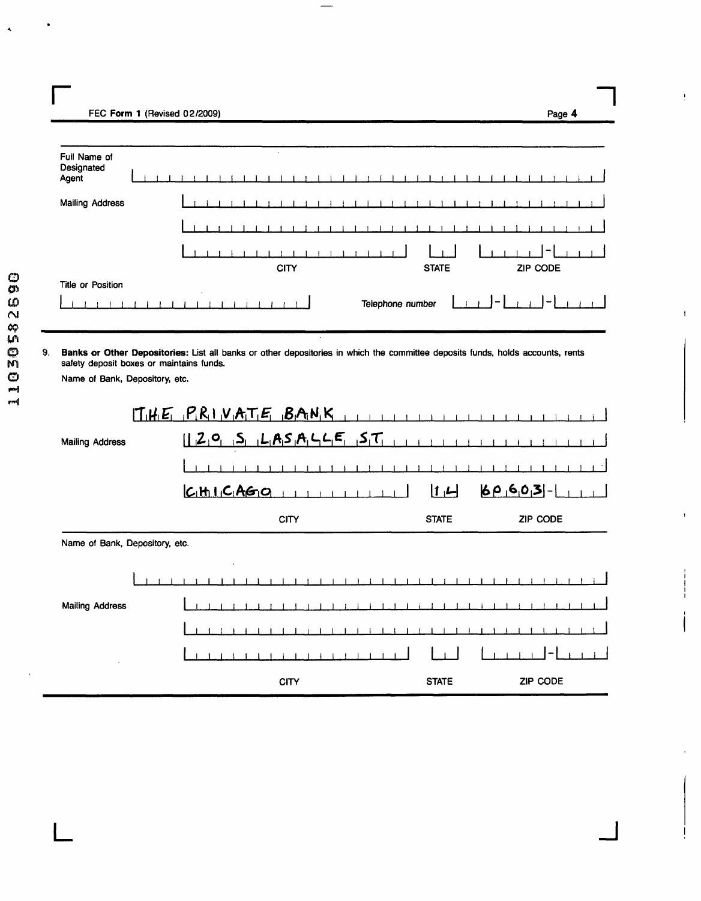FEC Form 1 (Revised 02/2009)

Full Name of Designated Agent

Mailing Address

CITY | STATE | ZIP CODE

Title or Position

Telephone number

9. **Banks or Other Depositories:** List all banks or other depositories in which the committee deposits funds, holds accounts, rents safety deposit boxes or maintains funds.

Name of Bank, Depository, etc.

THE PRIVATE BANK

Mailing Address

120 S LASALLE ST

CHICAGO | IL | 60603

CITY | STATE | ZIP CODE

Name of Bank, Depository, etc.

Mailing Address

CITY | STATE | ZIP CODE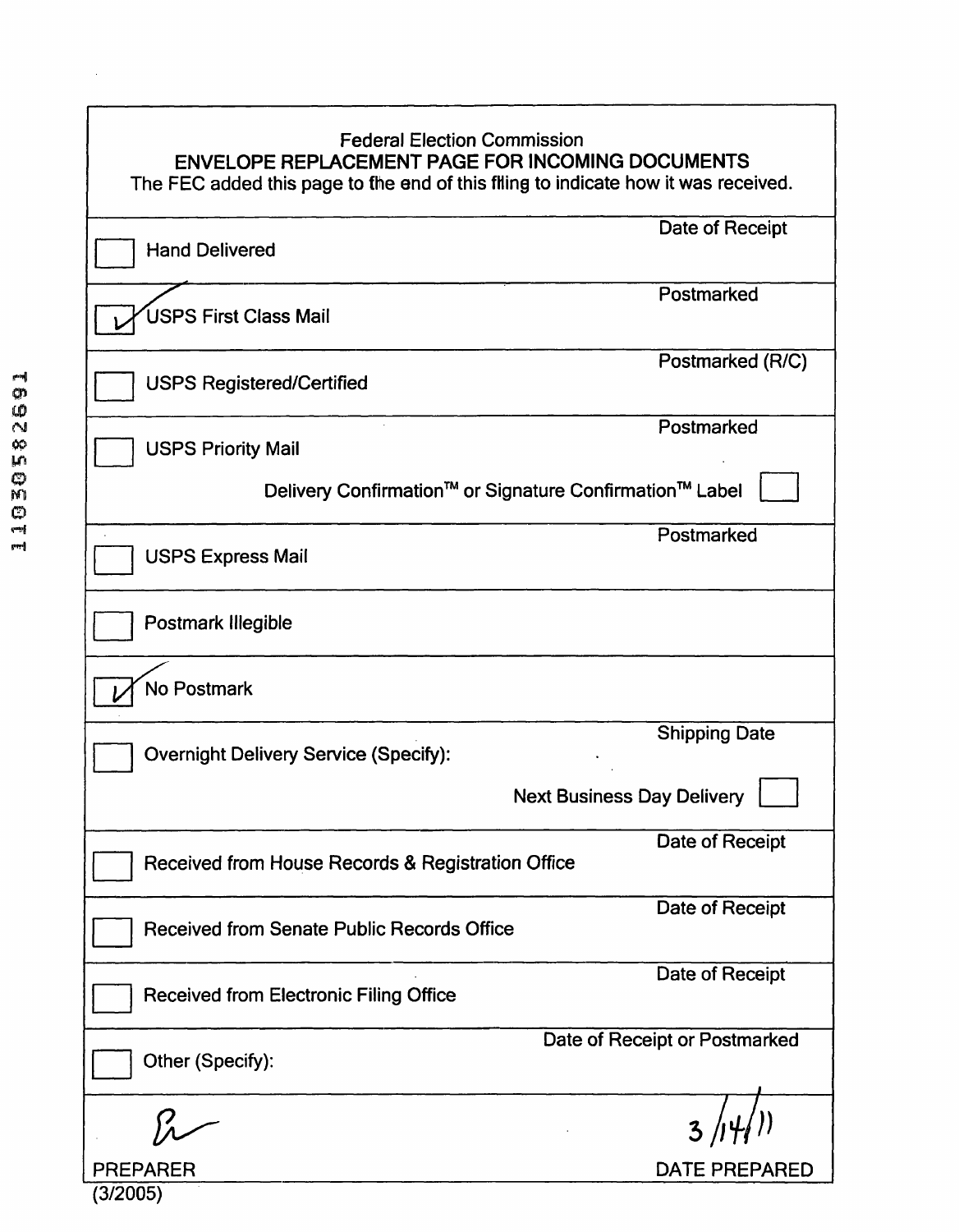Federal Election Commission

**ENVELOPE REPLACEMENT PAGE FOR INCOMING DOCUMENTS**

The FEC added this page to the end of this filing to indicate how it was received.

| | | |
|---|---|---|
| ☐ | Hand Delivered | Date of Receipt |
| ☑ | USPS First Class Mail | Postmarked |
| ☐ | USPS Registered/Certified | Postmarked (R/C) |
| ☐ | USPS Priority Mail<br>Delivery Confirmation™ or Signature Confirmation™ Label ☐ | Postmarked |
| ☐ | USPS Express Mail | Postmarked |
| ☐ | Postmark Illegible | |
| ☑ | No Postmark | |
| ☐ | Overnight Delivery Service (Specify):<br>Next Business Day Delivery ☐ | Shipping Date |
| ☐ | Received from House Records & Registration Office | Date of Receipt |
| ☐ | Received from Senate Public Records Office | Date of Receipt |
| ☐ | Received from Electronic Filing Office | Date of Receipt |
| ☐ | Other (Specify): | Date of Receipt or Postmarked |

| PREPARER | DATE PREPARED |
|---|---|
| (signature) | 3/14/11 |

(3/2005)

11030582691